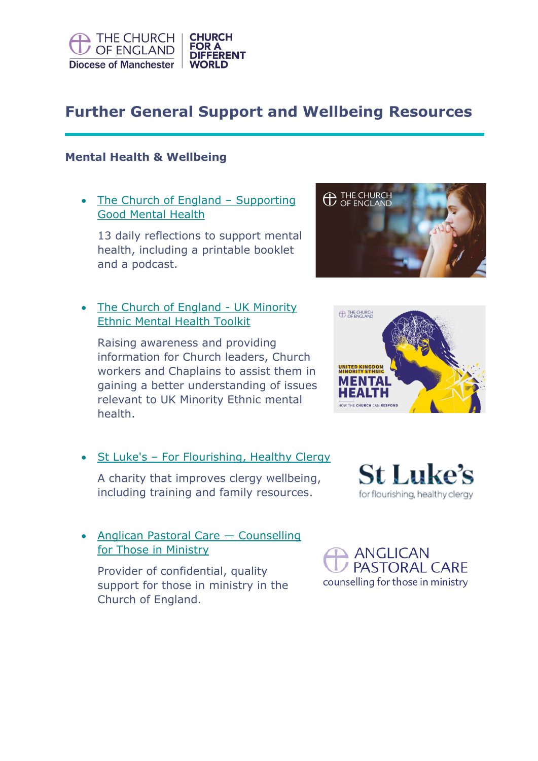# Further General Support and Wellbeing Resources

## Mental Health & Wellbeing

- The Church of England – Supporting Good Mental Health

  13 daily reflections to support mental health, including a printable booklet and a podcast.

- The Church of England - UK Minority Ethnic Mental Health Toolkit

  Raising awareness and providing information for Church leaders, Church workers and Chaplains to assist them in gaining a better understanding of issues relevant to UK Minority Ethnic mental health.

- St Luke's – For Flourishing, Healthy Clergy

  A charity that improves clergy wellbeing, including training and family resources.

- Anglican Pastoral Care — Counselling for Those in Ministry

  Provider of confidential, quality support for those in ministry in the Church of England.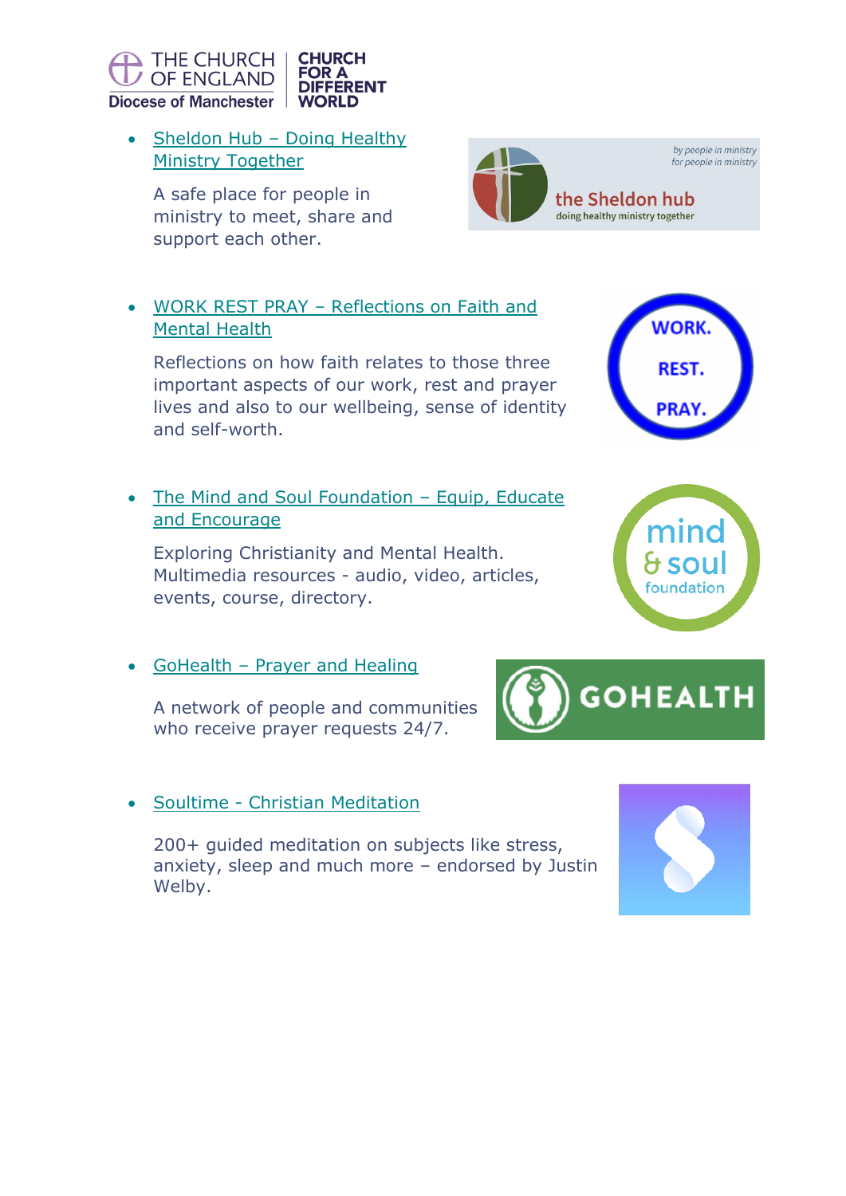- Sheldon Hub – Doing Healthy Ministry Together

  A safe place for people in ministry to meet, share and support each other.

- WORK REST PRAY – Reflections on Faith and Mental Health

  Reflections on how faith relates to those three important aspects of our work, rest and prayer lives and also to our wellbeing, sense of identity and self-worth.

- The Mind and Soul Foundation – Equip, Educate and Encourage

  Exploring Christianity and Mental Health. Multimedia resources - audio, video, articles, events, course, directory.

- GoHealth – Prayer and Healing

  A network of people and communities who receive prayer requests 24/7.

- Soultime - Christian Meditation

  200+ guided meditation on subjects like stress, anxiety, sleep and much more – endorsed by Justin Welby.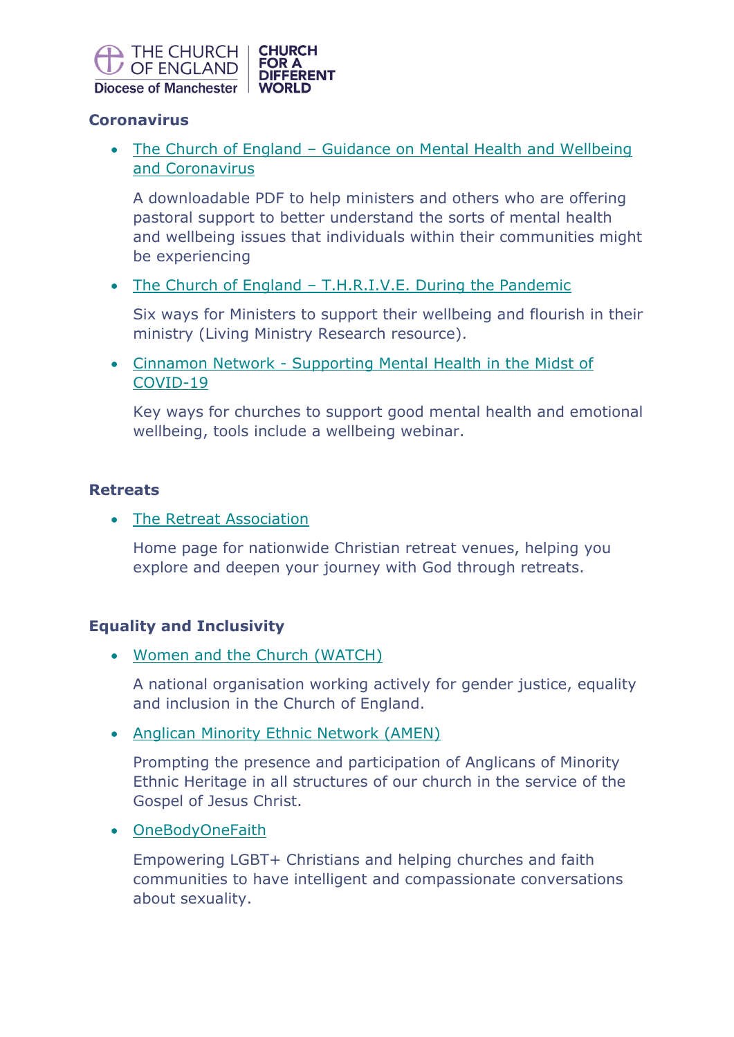## Coronavirus

- The Church of England – Guidance on Mental Health and Wellbeing and Coronavirus

  A downloadable PDF to help ministers and others who are offering pastoral support to better understand the sorts of mental health and wellbeing issues that individuals within their communities might be experiencing

- The Church of England – T.H.R.I.V.E. During the Pandemic

  Six ways for Ministers to support their wellbeing and flourish in their ministry (Living Ministry Research resource).

- Cinnamon Network - Supporting Mental Health in the Midst of COVID-19

  Key ways for churches to support good mental health and emotional wellbeing, tools include a wellbeing webinar.

## Retreats

- The Retreat Association

  Home page for nationwide Christian retreat venues, helping you explore and deepen your journey with God through retreats.

## Equality and Inclusivity

- Women and the Church (WATCH)

  A national organisation working actively for gender justice, equality and inclusion in the Church of England.

- Anglican Minority Ethnic Network (AMEN)

  Prompting the presence and participation of Anglicans of Minority Ethnic Heritage in all structures of our church in the service of the Gospel of Jesus Christ.

- OneBodyOneFaith

  Empowering LGBT+ Christians and helping churches and faith communities to have intelligent and compassionate conversations about sexuality.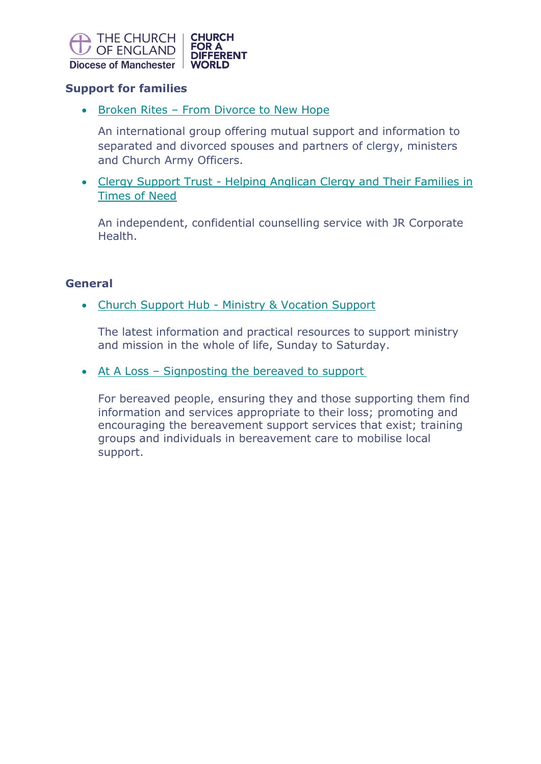**Support for families**

- Broken Rites – From Divorce to New Hope

  An international group offering mutual support and information to separated and divorced spouses and partners of clergy, ministers and Church Army Officers.

- Clergy Support Trust - Helping Anglican Clergy and Their Families in Times of Need

  An independent, confidential counselling service with JR Corporate Health.

**General**

- Church Support Hub - Ministry & Vocation Support

  The latest information and practical resources to support ministry and mission in the whole of life, Sunday to Saturday.

- At A Loss – Signposting the bereaved to support

  For bereaved people, ensuring they and those supporting them find information and services appropriate to their loss; promoting and encouraging the bereavement support services that exist; training groups and individuals in bereavement care to mobilise local support.